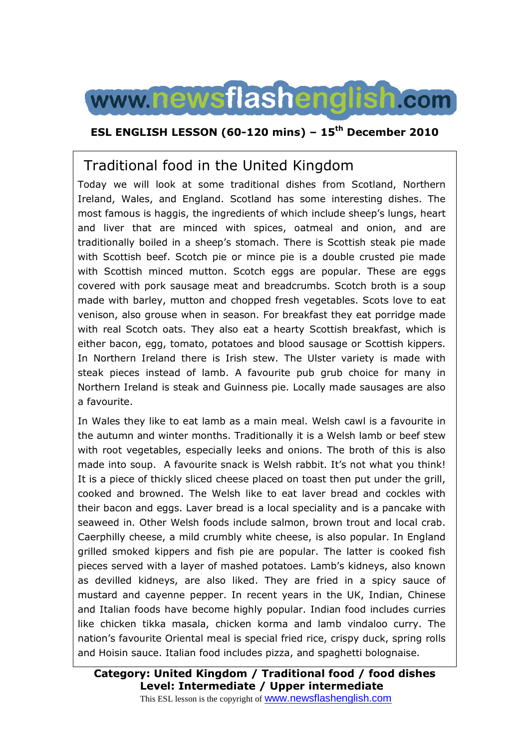www.newsflashenglish.com

**ESL ENGLISH LESSON (60-120 mins) – 15th December 2010**

# Traditional food in the United Kingdom

Today we will look at some traditional dishes from Scotland, Northern Ireland, Wales, and England. Scotland has some interesting dishes. The most famous is haggis, the ingredients of which include sheep's lungs, heart and liver that are minced with spices, oatmeal and onion, and are traditionally boiled in a sheep's stomach. There is Scottish steak pie made with Scottish beef. Scotch pie or mince pie is a double crusted pie made with Scottish minced mutton. Scotch eggs are popular. These are eggs covered with pork sausage meat and breadcrumbs. Scotch broth is a soup made with barley, mutton and chopped fresh vegetables. Scots love to eat venison, also grouse when in season. For breakfast they eat porridge made with real Scotch oats. They also eat a hearty Scottish breakfast, which is either bacon, egg, tomato, potatoes and blood sausage or Scottish kippers. In Northern Ireland there is Irish stew. The Ulster variety is made with steak pieces instead of lamb. A favourite pub grub choice for many in Northern Ireland is steak and Guinness pie. Locally made sausages are also a favourite.

In Wales they like to eat lamb as a main meal. Welsh cawl is a favourite in the autumn and winter months. Traditionally it is a Welsh lamb or beef stew with root vegetables, especially leeks and onions. The broth of this is also made into soup. A favourite snack is Welsh rabbit. It's not what you think! It is a piece of thickly sliced cheese placed on toast then put under the grill, cooked and browned. The Welsh like to eat laver bread and cockles with their bacon and eggs. Laver bread is a local speciality and is a pancake with seaweed in. Other Welsh foods include salmon, brown trout and local crab. Caerphilly cheese, a mild crumbly white cheese, is also popular. In England grilled smoked kippers and fish pie are popular. The latter is cooked fish pieces served with a layer of mashed potatoes. Lamb's kidneys, also known as devilled kidneys, are also liked. They are fried in a spicy sauce of mustard and cayenne pepper. In recent years in the UK, Indian, Chinese and Italian foods have become highly popular. Indian food includes curries like chicken tikka masala, chicken korma and lamb vindaloo curry. The nation's favourite Oriental meal is special fried rice, crispy duck, spring rolls and Hoisin sauce. Italian food includes pizza, and spaghetti bolognaise.

**Category: United Kingdom / Traditional food / food dishes**
**Level: Intermediate / Upper intermediate**

This ESL lesson is the copyright of www.newsflashenglish.com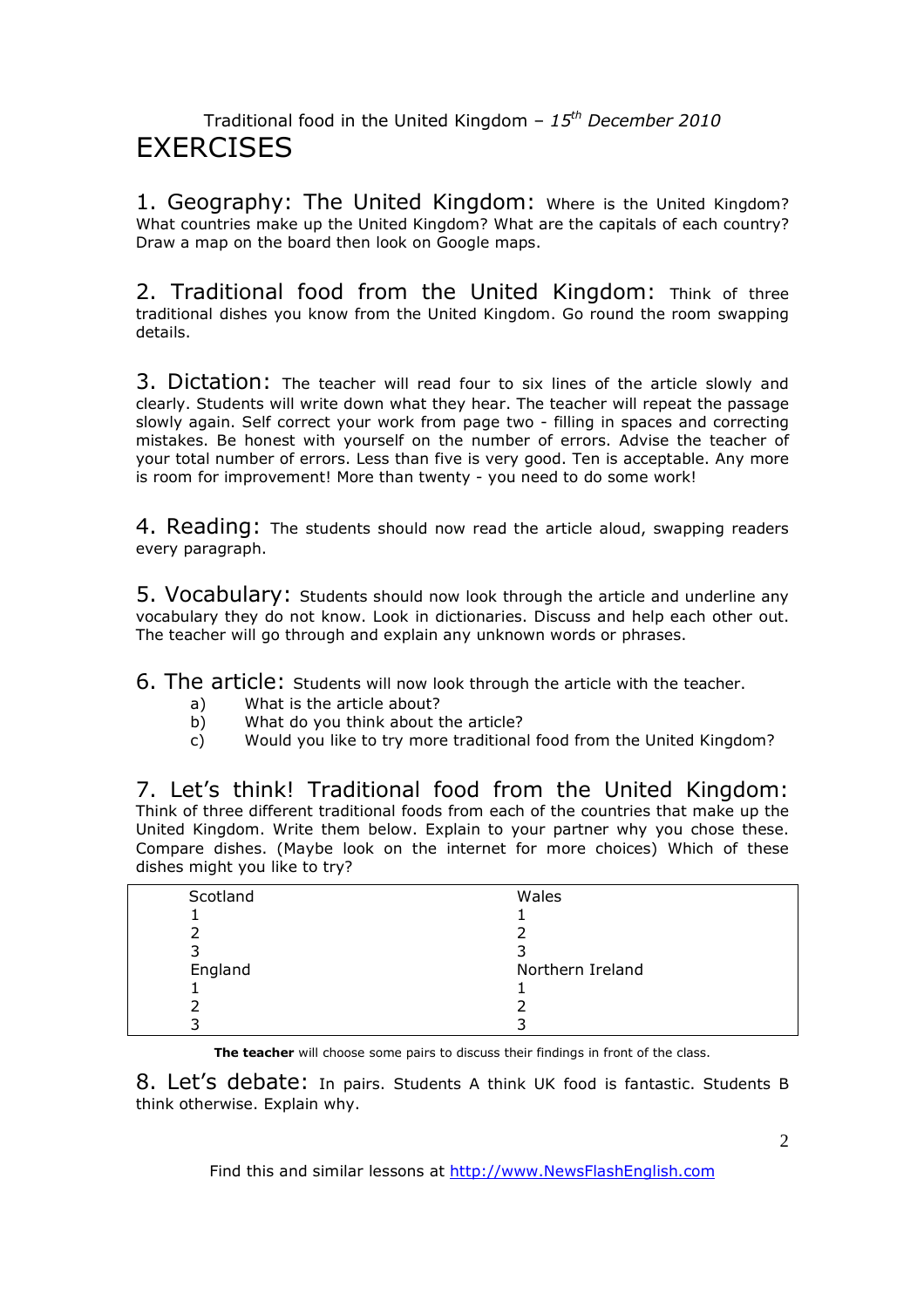Traditional food in the United Kingdom – *15th December 2010*

# EXERCISES

1. Geography: The United Kingdom: Where is the United Kingdom? What countries make up the United Kingdom? What are the capitals of each country? Draw a map on the board then look on Google maps.

2. Traditional food from the United Kingdom: Think of three traditional dishes you know from the United Kingdom. Go round the room swapping details.

3. Dictation: The teacher will read four to six lines of the article slowly and clearly. Students will write down what they hear. The teacher will repeat the passage slowly again. Self correct your work from page two - filling in spaces and correcting mistakes. Be honest with yourself on the number of errors. Advise the teacher of your total number of errors. Less than five is very good. Ten is acceptable. Any more is room for improvement! More than twenty - you need to do some work!

4. Reading: The students should now read the article aloud, swapping readers every paragraph.

5. Vocabulary: Students should now look through the article and underline any vocabulary they do not know. Look in dictionaries. Discuss and help each other out. The teacher will go through and explain any unknown words or phrases.

6. The article: Students will now look through the article with the teacher.

a) What is the article about?
b) What do you think about the article?
c) Would you like to try more traditional food from the United Kingdom?

7. Let's think! Traditional food from the United Kingdom: Think of three different traditional foods from each of the countries that make up the United Kingdom. Write them below. Explain to your partner why you chose these. Compare dishes. (Maybe look on the internet for more choices) Which of these dishes might you like to try?

| Scotland | Wales |
|---|---|
| 1 | 1 |
| 2 | 2 |
| 3 | 3 |
| England | Northern Ireland |
| 1 | 1 |
| 2 | 2 |
| 3 | 3 |

**The teacher** will choose some pairs to discuss their findings in front of the class.

8. Let's debate: In pairs. Students A think UK food is fantastic. Students B think otherwise. Explain why.

Find this and similar lessons at http://www.NewsFlashEnglish.com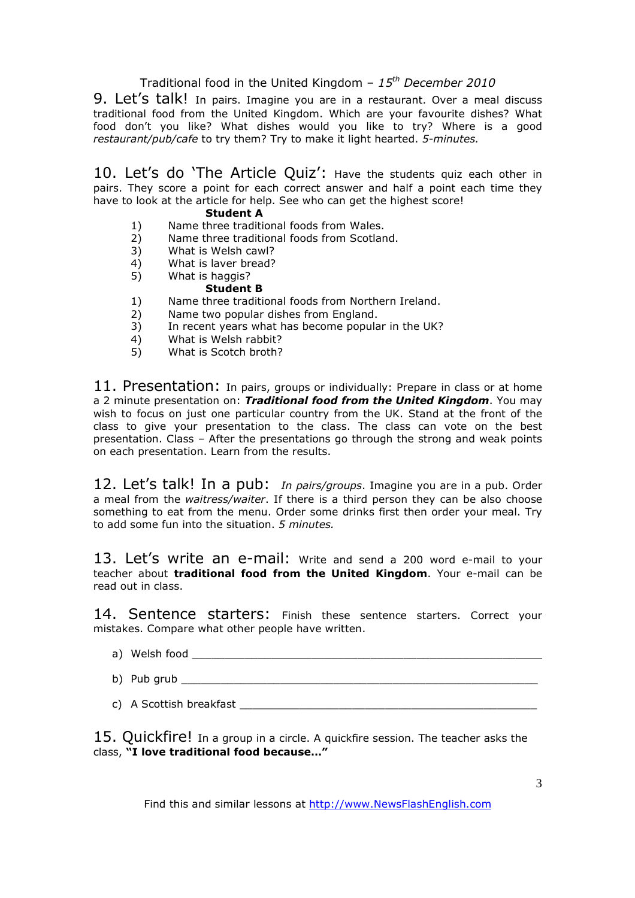Traditional food in the United Kingdom – *15th December 2010*

## 9. Let's talk!

In pairs. Imagine you are in a restaurant. Over a meal discuss traditional food from the United Kingdom. Which are your favourite dishes? What food don't you like? What dishes would you like to try? Where is a good *restaurant/pub/cafe* to try them? Try to make it light hearted. *5-minutes.*

## 10. Let's do 'The Article Quiz':

Have the students quiz each other in pairs. They score a point for each correct answer and half a point each time they have to look at the article for help. See who can get the highest score!

**Student A**

1) Name three traditional foods from Wales.
2) Name three traditional foods from Scotland.
3) What is Welsh cawl?
4) What is laver bread?
5) What is haggis?

**Student B**

1) Name three traditional foods from Northern Ireland.
2) Name two popular dishes from England.
3) In recent years what has become popular in the UK?
4) What is Welsh rabbit?
5) What is Scotch broth?

## 11. Presentation:

In pairs, groups or individually: Prepare in class or at home a 2 minute presentation on: ***Traditional food from the United Kingdom***. You may wish to focus on just one particular country from the UK. Stand at the front of the class to give your presentation to the class. The class can vote on the best presentation. Class – After the presentations go through the strong and weak points on each presentation. Learn from the results.

## 12. Let's talk! In a pub:

*In pairs/groups*. Imagine you are in a pub. Order a meal from the *waitress/waiter*. If there is a third person they can be also choose something to eat from the menu. Order some drinks first then order your meal. Try to add some fun into the situation. *5 minutes.*

## 13. Let's write an e-mail:

Write and send a 200 word e-mail to your teacher about **traditional food from the United Kingdom**. Your e-mail can be read out in class.

## 14. Sentence starters:

Finish these sentence starters. Correct your mistakes. Compare what other people have written.

a) Welsh food ________________________________________________

b) Pub grub ________________________________________________

c) A Scottish breakfast ________________________________________

## 15. Quickfire!

In a group in a circle. A quickfire session. The teacher asks the class, **"I love traditional food because..."**

Find this and similar lessons at http://www.NewsFlashEnglish.com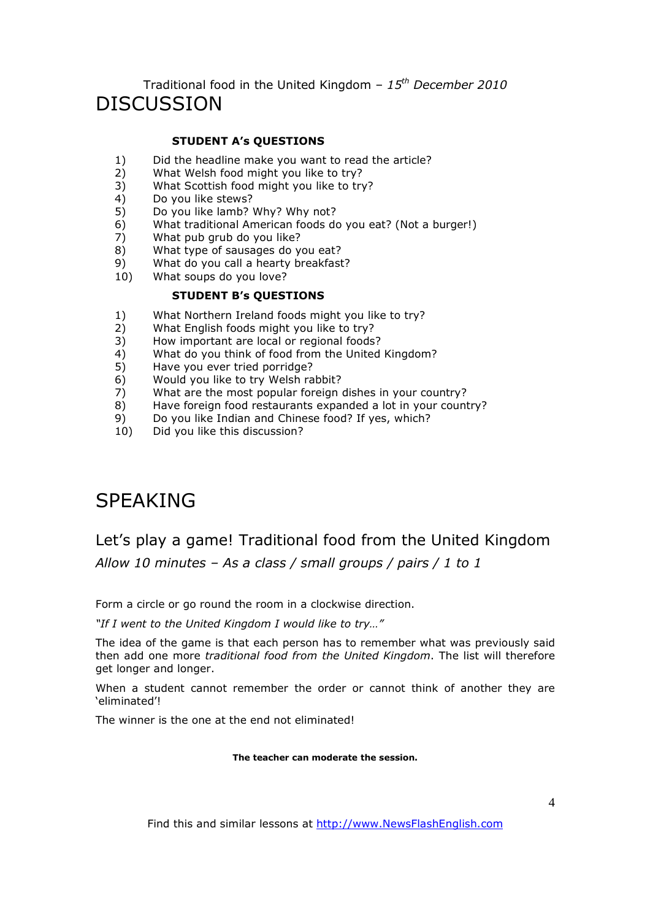Traditional food in the United Kingdom – *15th December 2010*

# DISCUSSION

### STUDENT A's QUESTIONS

1) Did the headline make you want to read the article?
2) What Welsh food might you like to try?
3) What Scottish food might you like to try?
4) Do you like stews?
5) Do you like lamb? Why? Why not?
6) What traditional American foods do you eat? (Not a burger!)
7) What pub grub do you like?
8) What type of sausages do you eat?
9) What do you call a hearty breakfast?
10) What soups do you love?

### STUDENT B's QUESTIONS

1) What Northern Ireland foods might you like to try?
2) What English foods might you like to try?
3) How important are local or regional foods?
4) What do you think of food from the United Kingdom?
5) Have you ever tried porridge?
6) Would you like to try Welsh rabbit?
7) What are the most popular foreign dishes in your country?
8) Have foreign food restaurants expanded a lot in your country?
9) Do you like Indian and Chinese food? If yes, which?
10) Did you like this discussion?

# SPEAKING

## Let's play a game! Traditional food from the United Kingdom

*Allow 10 minutes – As a class / small groups / pairs / 1 to 1*

Form a circle or go round the room in a clockwise direction.

*"If I went to the United Kingdom I would like to try…"*

The idea of the game is that each person has to remember what was previously said then add one more *traditional food from the United Kingdom*. The list will therefore get longer and longer.

When a student cannot remember the order or cannot think of another they are 'eliminated'!

The winner is the one at the end not eliminated!

**The teacher can moderate the session.**

Find this and similar lessons at http://www.NewsFlashEnglish.com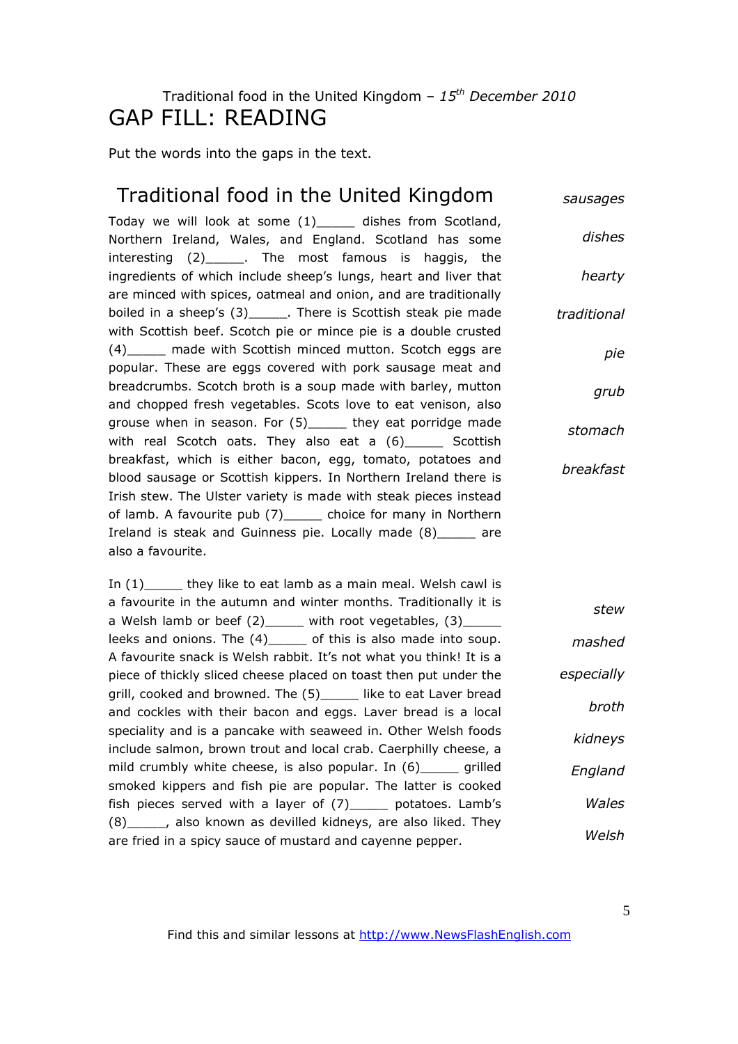Traditional food in the United Kingdom – *15th December 2010*

# GAP FILL: READING

Put the words into the gaps in the text.

## Traditional food in the United Kingdom

Today we will look at some (1)_____ dishes from Scotland, Northern Ireland, Wales, and England. Scotland has some interesting (2)_____. The most famous is haggis, the ingredients of which include sheep's lungs, heart and liver that are minced with spices, oatmeal and onion, and are traditionally boiled in a sheep's (3)_____. There is Scottish steak pie made with Scottish beef. Scotch pie or mince pie is a double crusted (4)_____ made with Scottish minced mutton. Scotch eggs are popular. These are eggs covered with pork sausage meat and breadcrumbs. Scotch broth is a soup made with barley, mutton and chopped fresh vegetables. Scots love to eat venison, also grouse when in season. For (5)_____ they eat porridge made with real Scotch oats. They also eat a (6)_____ Scottish breakfast, which is either bacon, egg, tomato, potatoes and blood sausage or Scottish kippers. In Northern Ireland there is Irish stew. The Ulster variety is made with steak pieces instead of lamb. A favourite pub (7)_____ choice for many in Northern Ireland is steak and Guinness pie. Locally made (8)_____ are also a favourite.

*sausages*
*dishes*
*hearty*
*traditional*
*pie*
*grub*
*stomach*
*breakfast*

In (1)_____ they like to eat lamb as a main meal. Welsh cawl is a favourite in the autumn and winter months. Traditionally it is a Welsh lamb or beef (2)_____ with root vegetables, (3)_____ leeks and onions. The (4)_____ of this is also made into soup. A favourite snack is Welsh rabbit. It's not what you think! It is a piece of thickly sliced cheese placed on toast then put under the grill, cooked and browned. The (5)_____ like to eat Laver bread and cockles with their bacon and eggs. Laver bread is a local speciality and is a pancake with seaweed in. Other Welsh foods include salmon, brown trout and local crab. Caerphilly cheese, a mild crumbly white cheese, is also popular. In (6)_____ grilled smoked kippers and fish pie are popular. The latter is cooked fish pieces served with a layer of (7)_____ potatoes. Lamb's (8)_____, also known as devilled kidneys, are also liked. They are fried in a spicy sauce of mustard and cayenne pepper.

*stew*
*mashed*
*especially*
*broth*
*kidneys*
*England*
*Wales*
*Welsh*

Find this and similar lessons at http://www.NewsFlashEnglish.com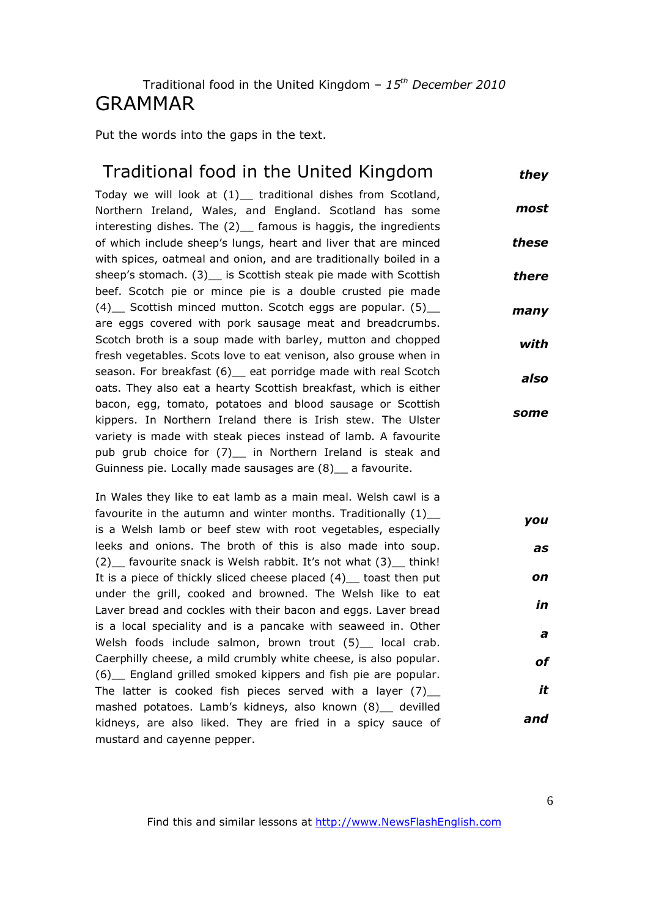Traditional food in the United Kingdom – *15th December 2010*

# GRAMMAR

Put the words into the gaps in the text.

## Traditional food in the United Kingdom

Today we will look at (1)__ traditional dishes from Scotland, Northern Ireland, Wales, and England. Scotland has some interesting dishes. The (2)__ famous is haggis, the ingredients of which include sheep's lungs, heart and liver that are minced with spices, oatmeal and onion, and are traditionally boiled in a sheep's stomach. (3)__ is Scottish steak pie made with Scottish beef. Scotch pie or mince pie is a double crusted pie made (4)__ Scottish minced mutton. Scotch eggs are popular. (5)__ are eggs covered with pork sausage meat and breadcrumbs. Scotch broth is a soup made with barley, mutton and chopped fresh vegetables. Scots love to eat venison, also grouse when in season. For breakfast (6)__ eat porridge made with real Scotch oats. They also eat a hearty Scottish breakfast, which is either bacon, egg, tomato, potatoes and blood sausage or Scottish kippers. In Northern Ireland there is Irish stew. The Ulster variety is made with steak pieces instead of lamb. A favourite pub grub choice for (7)__ in Northern Ireland is steak and Guinness pie. Locally made sausages are (8)__ a favourite.

***they***
***most***
***these***
***there***
***many***
***with***
***also***
***some***

In Wales they like to eat lamb as a main meal. Welsh cawl is a favourite in the autumn and winter months. Traditionally (1)__ is a Welsh lamb or beef stew with root vegetables, especially leeks and onions. The broth of this is also made into soup. (2)__ favourite snack is Welsh rabbit. It's not what (3)__ think! It is a piece of thickly sliced cheese placed (4)__ toast then put under the grill, cooked and browned. The Welsh like to eat Laver bread and cockles with their bacon and eggs. Laver bread is a local speciality and is a pancake with seaweed in. Other Welsh foods include salmon, brown trout (5)__ local crab. Caerphilly cheese, a mild crumbly white cheese, is also popular. (6)__ England grilled smoked kippers and fish pie are popular. The latter is cooked fish pieces served with a layer (7)__ mashed potatoes. Lamb's kidneys, also known (8)__ devilled kidneys, are also liked. They are fried in a spicy sauce of mustard and cayenne pepper.

***you***
***as***
***on***
***in***
***a***
***of***
***it***
***and***

Find this and similar lessons at http://www.NewsFlashEnglish.com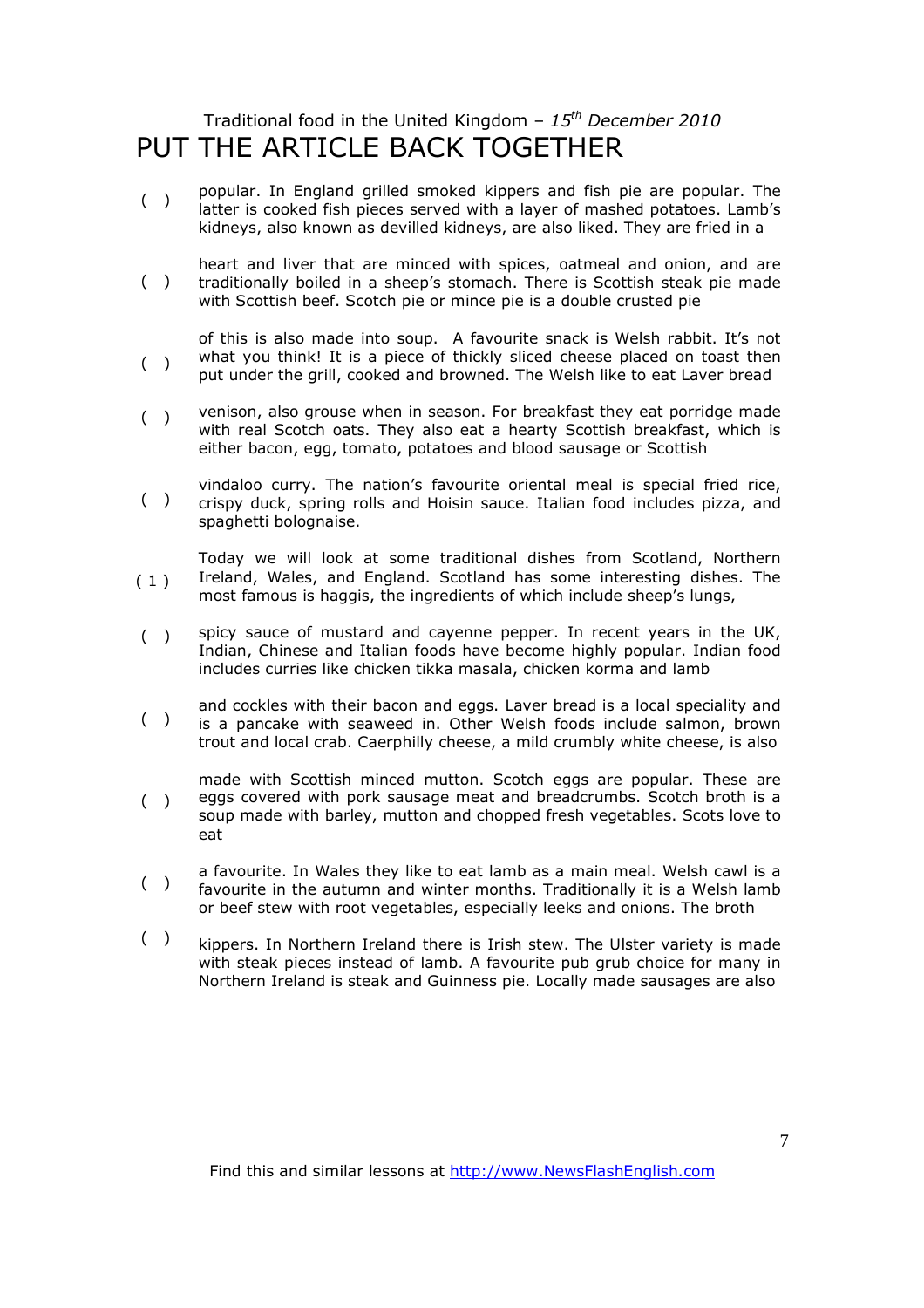Traditional food in the United Kingdom – *15th December 2010*

# PUT THE ARTICLE BACK TOGETHER

( ) popular. In England grilled smoked kippers and fish pie are popular. The latter is cooked fish pieces served with a layer of mashed potatoes. Lamb's kidneys, also known as devilled kidneys, are also liked. They are fried in a

( ) heart and liver that are minced with spices, oatmeal and onion, and are traditionally boiled in a sheep's stomach. There is Scottish steak pie made with Scottish beef. Scotch pie or mince pie is a double crusted pie

( ) of this is also made into soup. A favourite snack is Welsh rabbit. It's not what you think! It is a piece of thickly sliced cheese placed on toast then put under the grill, cooked and browned. The Welsh like to eat Laver bread

( ) venison, also grouse when in season. For breakfast they eat porridge made with real Scotch oats. They also eat a hearty Scottish breakfast, which is either bacon, egg, tomato, potatoes and blood sausage or Scottish

( ) vindaloo curry. The nation's favourite oriental meal is special fried rice, crispy duck, spring rolls and Hoisin sauce. Italian food includes pizza, and spaghetti bolognaise.

( 1 ) Today we will look at some traditional dishes from Scotland, Northern Ireland, Wales, and England. Scotland has some interesting dishes. The most famous is haggis, the ingredients of which include sheep's lungs,

( ) spicy sauce of mustard and cayenne pepper. In recent years in the UK, Indian, Chinese and Italian foods have become highly popular. Indian food includes curries like chicken tikka masala, chicken korma and lamb

( ) and cockles with their bacon and eggs. Laver bread is a local speciality and is a pancake with seaweed in. Other Welsh foods include salmon, brown trout and local crab. Caerphilly cheese, a mild crumbly white cheese, is also

( ) made with Scottish minced mutton. Scotch eggs are popular. These are eggs covered with pork sausage meat and breadcrumbs. Scotch broth is a soup made with barley, mutton and chopped fresh vegetables. Scots love to eat

( ) a favourite. In Wales they like to eat lamb as a main meal. Welsh cawl is a favourite in the autumn and winter months. Traditionally it is a Welsh lamb or beef stew with root vegetables, especially leeks and onions. The broth

( ) kippers. In Northern Ireland there is Irish stew. The Ulster variety is made with steak pieces instead of lamb. A favourite pub grub choice for many in Northern Ireland is steak and Guinness pie. Locally made sausages are also

Find this and similar lessons at http://www.NewsFlashEnglish.com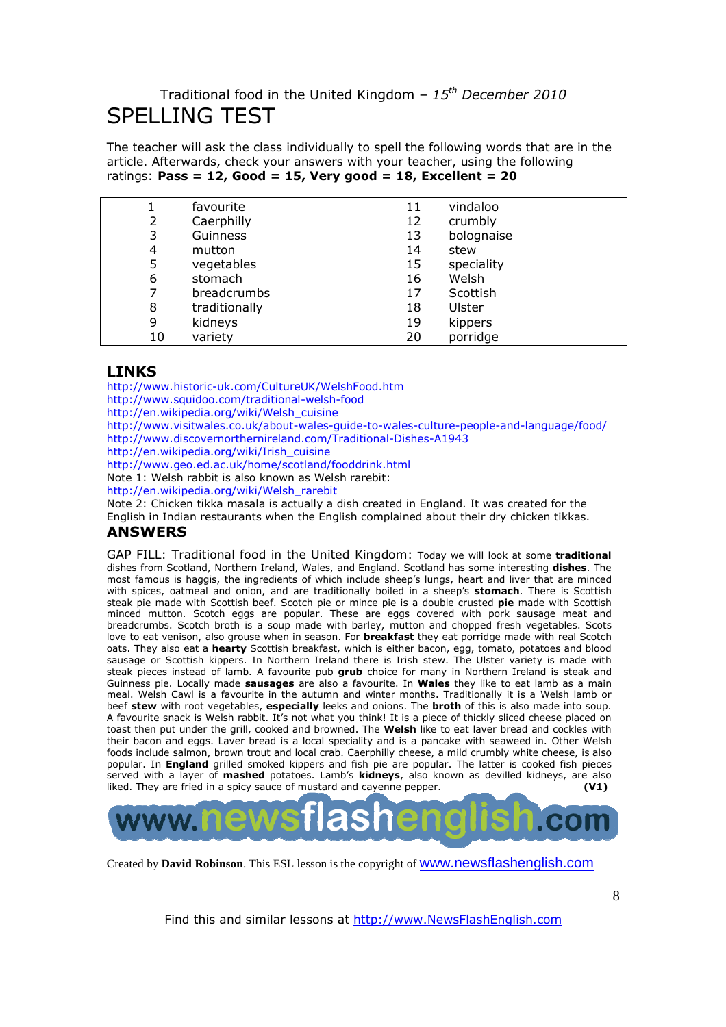Traditional food in the United Kingdom – *15th December 2010*

# SPELLING TEST

The teacher will ask the class individually to spell the following words that are in the article. Afterwards, check your answers with your teacher, using the following ratings: **Pass = 12, Good = 15, Very good = 18, Excellent = 20**

| | | | |
|---|---|---|---|
| 1 | favourite | 11 | vindaloo |
| 2 | Caerphilly | 12 | crumbly |
| 3 | Guinness | 13 | bolognaise |
| 4 | mutton | 14 | stew |
| 5 | vegetables | 15 | speciality |
| 6 | stomach | 16 | Welsh |
| 7 | breadcrumbs | 17 | Scottish |
| 8 | traditionally | 18 | Ulster |
| 9 | kidneys | 19 | kippers |
| 10 | variety | 20 | porridge |

## LINKS

http://www.historic-uk.com/CultureUK/WelshFood.htm
http://www.squidoo.com/traditional-welsh-food
http://en.wikipedia.org/wiki/Welsh_cuisine
http://www.visitwales.co.uk/about-wales-guide-to-wales-culture-people-and-language/food/
http://www.discovernorthernireland.com/Traditional-Dishes-A1943
http://en.wikipedia.org/wiki/Irish_cuisine
http://www.geo.ed.ac.uk/home/scotland/fooddrink.html

Note 1: Welsh rabbit is also known as Welsh rarebit:
http://en.wikipedia.org/wiki/Welsh_rarebit

Note 2: Chicken tikka masala is actually a dish created in England. It was created for the English in Indian restaurants when the English complained about their dry chicken tikkas.

## ANSWERS

GAP FILL: Traditional food in the United Kingdom: Today we will look at some **traditional** dishes from Scotland, Northern Ireland, Wales, and England. Scotland has some interesting **dishes**. The most famous is haggis, the ingredients of which include sheep's lungs, heart and liver that are minced with spices, oatmeal and onion, and are traditionally boiled in a sheep's **stomach**. There is Scottish steak pie made with Scottish beef. Scotch pie or mince pie is a double crusted **pie** made with Scottish minced mutton. Scotch eggs are popular. These are eggs covered with pork sausage meat and breadcrumbs. Scotch broth is a soup made with barley, mutton and chopped fresh vegetables. Scots love to eat venison, also grouse when in season. For **breakfast** they eat porridge made with real Scotch oats. They also eat a **hearty** Scottish breakfast, which is either bacon, egg, tomato, potatoes and blood sausage or Scottish kippers. In Northern Ireland there is Irish stew. The Ulster variety is made with steak pieces instead of lamb. A favourite pub **grub** choice for many in Northern Ireland is steak and Guinness pie. Locally made **sausages** are also a favourite. In **Wales** they like to eat lamb as a main meal. Welsh Cawl is a favourite in the autumn and winter months. Traditionally it is a Welsh lamb or beef **stew** with root vegetables, **especially** leeks and onions. The **broth** of this is also made into soup. A favourite snack is Welsh rabbit. It's not what you think! It is a piece of thickly sliced cheese placed on toast then put under the grill, cooked and browned. The **Welsh** like to eat laver bread and cockles with their bacon and eggs. Laver bread is a local speciality and is a pancake with seaweed in. Other Welsh foods include salmon, brown trout and local crab. Caerphilly cheese, a mild crumbly white cheese, is also popular. In **England** grilled smoked kippers and fish pie are popular. The latter is cooked fish pieces served with a layer of **mashed** potatoes. Lamb's **kidneys**, also known as devilled kidneys, are also liked. They are fried in a spicy sauce of mustard and cayenne pepper. **(V1)**

www.newsflashenglish.com

Created by **David Robinson**. This ESL lesson is the copyright of www.newsflashenglish.com

Find this and similar lessons at http://www.NewsFlashEnglish.com